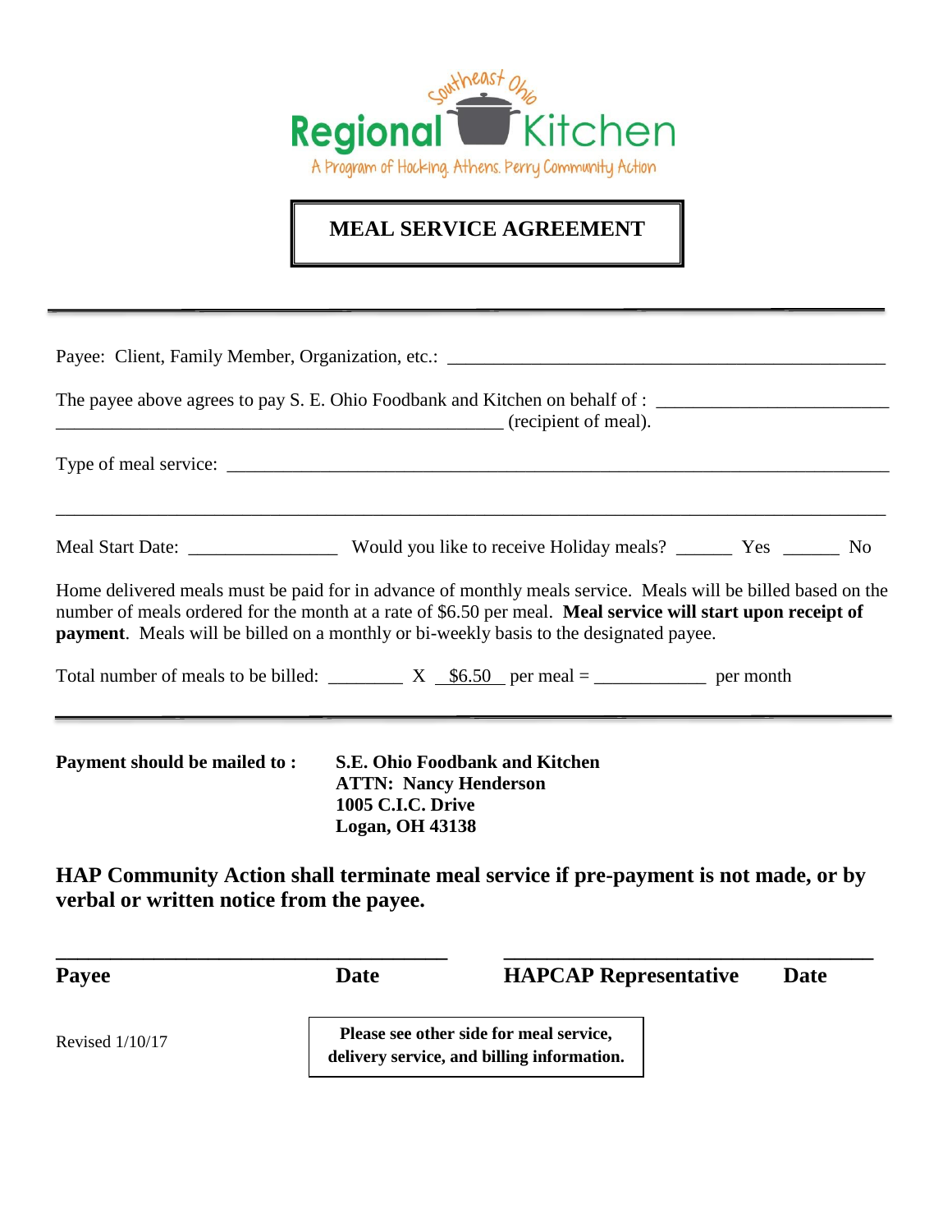Southeast Ohio

**Regional Kitchen**

A Program of Hocking. Athens. Perry Community Action

# MEAL SERVICE AGREEMENT

---

Payee: Client, Family Member, Organization, etc.: ______________________________________________

The payee above agrees to pay S. E. Ohio Foodbank and Kitchen on behalf of : ________________________ __________________________________________________ (recipient of meal).

Type of meal service: ________________________________________________________________________

______________________________________________________________________________________

Meal Start Date: ________________ Would you like to receive Holiday meals? ______ Yes ______ No

Home delivered meals must be paid for in advance of monthly meals service. Meals will be billed based on the number of meals ordered for the month at a rate of $6.50 per meal. **Meal service will start upon receipt of payment**. Meals will be billed on a monthly or bi-weekly basis to the designated payee.

Total number of meals to be billed: ________ X __$6.50__ per meal = ____________ per month

---

**Payment should be mailed to :**

**S.E. Ohio Foodbank and Kitchen**
**ATTN: Nancy Henderson**
**1005 C.I.C. Drive**
**Logan, OH 43138**

**HAP Community Action shall terminate meal service if pre-payment is not made, or by verbal or written notice from the payee.**

_____________________________________ _____________________________________

**Payee** **Date** **HAPCAP Representative** **Date**

Revised 1/10/17

**Please see other side for meal service, delivery service, and billing information.**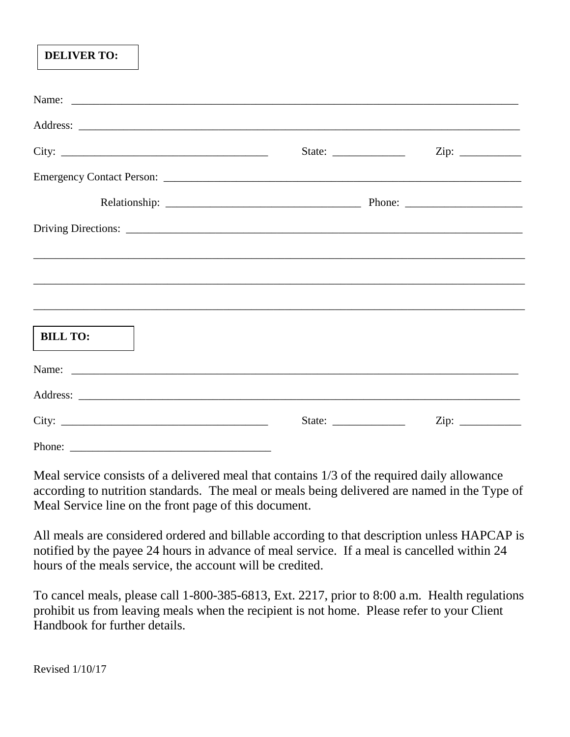**DELIVER TO:**

Name: \_\_\_\_\_\_\_\_\_\_\_\_\_\_\_\_\_\_\_\_\_\_\_\_\_\_\_\_\_\_\_\_\_\_\_\_\_\_\_\_\_\_\_\_\_\_\_\_\_\_\_\_\_\_\_\_\_\_\_\_\_\_\_\_\_\_\_\_\_\_\_\_\_\_\_\_

Address: \_\_\_\_\_\_\_\_\_\_\_\_\_\_\_\_\_\_\_\_\_\_\_\_\_\_\_\_\_\_\_\_\_\_\_\_\_\_\_\_\_\_\_\_\_\_\_\_\_\_\_\_\_\_\_\_\_\_\_\_\_\_\_\_\_\_\_\_\_\_\_\_\_\_

City: \_\_\_\_\_\_\_\_\_\_\_\_\_\_\_\_\_\_\_\_\_\_\_\_\_\_\_\_\_\_\_\_\_\_\_\_ State: \_\_\_\_\_\_\_\_\_\_\_\_ Zip: \_\_\_\_\_\_\_\_\_\_\_

Emergency Contact Person: \_\_\_\_\_\_\_\_\_\_\_\_\_\_\_\_\_\_\_\_\_\_\_\_\_\_\_\_\_\_\_\_\_\_\_\_\_\_\_\_\_\_\_\_\_\_\_\_\_\_\_\_\_\_\_\_\_\_\_

Relationship: \_\_\_\_\_\_\_\_\_\_\_\_\_\_\_\_\_\_\_\_\_\_\_\_\_\_\_\_\_\_\_\_\_\_ Phone: \_\_\_\_\_\_\_\_\_\_\_\_\_\_\_\_\_\_\_\_

Driving Directions: \_\_\_\_\_\_\_\_\_\_\_\_\_\_\_\_\_\_\_\_\_\_\_\_\_\_\_\_\_\_\_\_\_\_\_\_\_\_\_\_\_\_\_\_\_\_\_\_\_\_\_\_\_\_\_\_\_\_\_\_\_\_\_\_\_

\_\_\_\_\_\_\_\_\_\_\_\_\_\_\_\_\_\_\_\_\_\_\_\_\_\_\_\_\_\_\_\_\_\_\_\_\_\_\_\_\_\_\_\_\_\_\_\_\_\_\_\_\_\_\_\_\_\_\_\_\_\_\_\_\_\_\_\_\_\_\_\_\_\_\_\_\_\_\_\_\_\_\_

\_\_\_\_\_\_\_\_\_\_\_\_\_\_\_\_\_\_\_\_\_\_\_\_\_\_\_\_\_\_\_\_\_\_\_\_\_\_\_\_\_\_\_\_\_\_\_\_\_\_\_\_\_\_\_\_\_\_\_\_\_\_\_\_\_\_\_\_\_\_\_\_\_\_\_\_\_\_\_\_\_\_\_

\_\_\_\_\_\_\_\_\_\_\_\_\_\_\_\_\_\_\_\_\_\_\_\_\_\_\_\_\_\_\_\_\_\_\_\_\_\_\_\_\_\_\_\_\_\_\_\_\_\_\_\_\_\_\_\_\_\_\_\_\_\_\_\_\_\_\_\_\_\_\_\_\_\_\_\_\_\_\_\_\_\_\_

**BILL TO:**

Name: \_\_\_\_\_\_\_\_\_\_\_\_\_\_\_\_\_\_\_\_\_\_\_\_\_\_\_\_\_\_\_\_\_\_\_\_\_\_\_\_\_\_\_\_\_\_\_\_\_\_\_\_\_\_\_\_\_\_\_\_\_\_\_\_\_\_\_\_\_\_\_\_\_\_\_\_

Address: \_\_\_\_\_\_\_\_\_\_\_\_\_\_\_\_\_\_\_\_\_\_\_\_\_\_\_\_\_\_\_\_\_\_\_\_\_\_\_\_\_\_\_\_\_\_\_\_\_\_\_\_\_\_\_\_\_\_\_\_\_\_\_\_\_\_\_\_\_\_\_\_\_\_

City: \_\_\_\_\_\_\_\_\_\_\_\_\_\_\_\_\_\_\_\_\_\_\_\_\_\_\_\_\_\_\_\_\_\_\_\_ State: \_\_\_\_\_\_\_\_\_\_\_\_ Zip: \_\_\_\_\_\_\_\_\_\_\_

Phone: \_\_\_\_\_\_\_\_\_\_\_\_\_\_\_\_\_\_\_\_\_\_\_\_\_\_\_\_\_\_\_\_\_\_\_\_

Meal service consists of a delivered meal that contains 1/3 of the required daily allowance according to nutrition standards. The meal or meals being delivered are named in the Type of Meal Service line on the front page of this document.

All meals are considered ordered and billable according to that description unless HAPCAP is notified by the payee 24 hours in advance of meal service. If a meal is cancelled within 24 hours of the meals service, the account will be credited.

To cancel meals, please call 1-800-385-6813, Ext. 2217, prior to 8:00 a.m. Health regulations prohibit us from leaving meals when the recipient is not home. Please refer to your Client Handbook for further details.

Revised 1/10/17